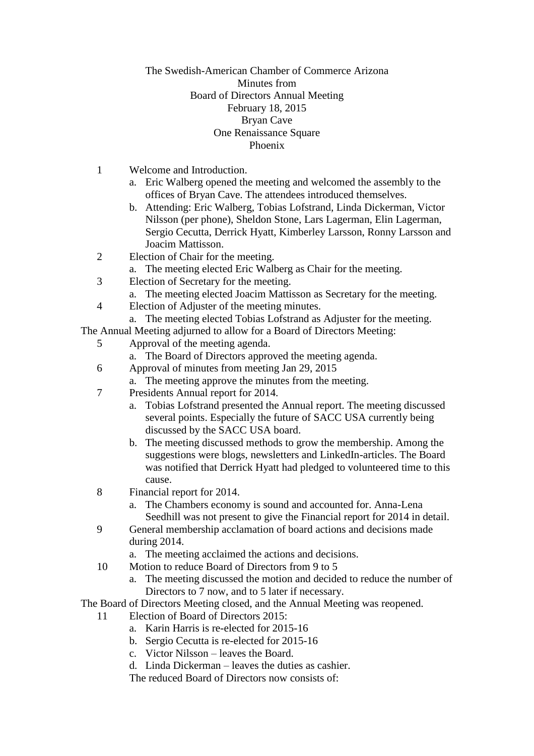The Swedish-American Chamber of Commerce Arizona
Minutes from
Board of Directors Annual Meeting
February 18, 2015
Bryan Cave
One Renaissance Square
Phoenix

1 Welcome and Introduction.
   a. Eric Walberg opened the meeting and welcomed the assembly to the offices of Bryan Cave. The attendees introduced themselves.
   b. Attending: Eric Walberg, Tobias Lofstrand, Linda Dickerman, Victor Nilsson (per phone), Sheldon Stone, Lars Lagerman, Elin Lagerman, Sergio Cecutta, Derrick Hyatt, Kimberley Larsson, Ronny Larsson and Joacim Mattisson.

2 Election of Chair for the meeting.
   a. The meeting elected Eric Walberg as Chair for the meeting.

3 Election of Secretary for the meeting.
   a. The meeting elected Joacim Mattisson as Secretary for the meeting.

4 Election of Adjuster of the meeting minutes.
   a. The meeting elected Tobias Lofstrand as Adjuster for the meeting.

The Annual Meeting adjurned to allow for a Board of Directors Meeting:

5 Approval of the meeting agenda.
   a. The Board of Directors approved the meeting agenda.

6 Approval of minutes from meeting Jan 29, 2015
   a. The meeting approve the minutes from the meeting.

7 Presidents Annual report for 2014.
   a. Tobias Lofstrand presented the Annual report. The meeting discussed several points. Especially the future of SACC USA currently being discussed by the SACC USA board.
   b. The meeting discussed methods to grow the membership. Among the suggestions were blogs, newsletters and LinkedIn-articles. The Board was notified that Derrick Hyatt had pledged to volunteered time to this cause.

8 Financial report for 2014.
   a. The Chambers economy is sound and accounted for. Anna-Lena Seedhill was not present to give the Financial report for 2014 in detail.

9 General membership acclamation of board actions and decisions made during 2014.
   a. The meeting acclaimed the actions and decisions.

10 Motion to reduce Board of Directors from 9 to 5
   a. The meeting discussed the motion and decided to reduce the number of Directors to 7 now, and to 5 later if necessary.

The Board of Directors Meeting closed, and the Annual Meeting was reopened.

11 Election of Board of Directors 2015:
   a. Karin Harris is re-elected for 2015-16
   b. Sergio Cecutta is re-elected for 2015-16
   c. Victor Nilsson – leaves the Board.
   d. Linda Dickerman – leaves the duties as cashier.

   The reduced Board of Directors now consists of: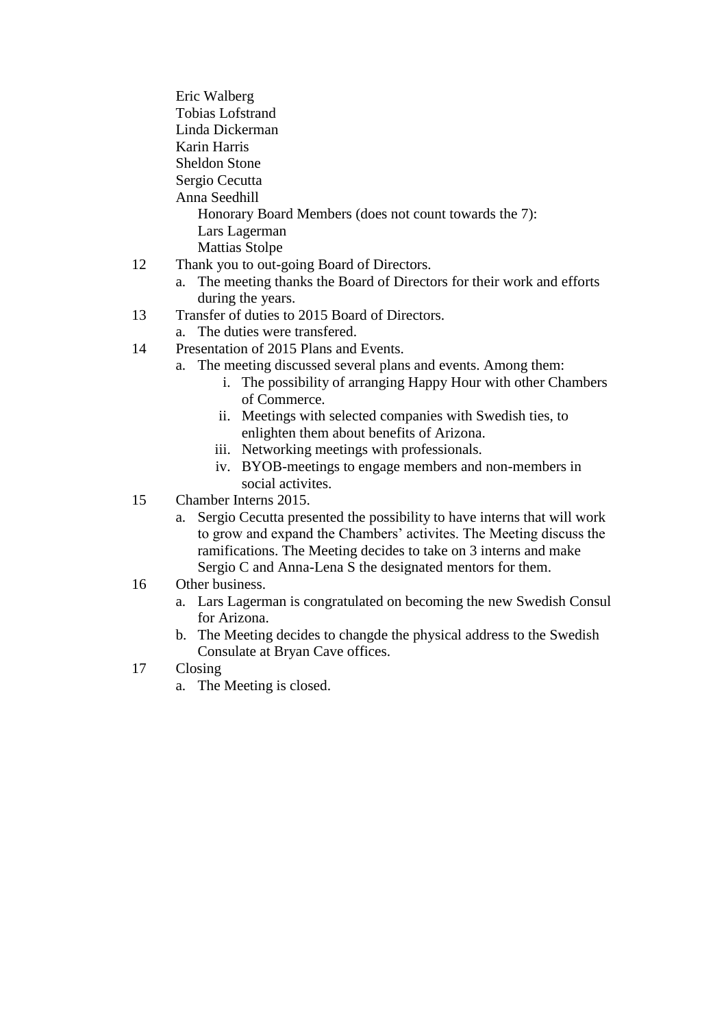Eric Walberg
Tobias Lofstrand
Linda Dickerman
Karin Harris
Sheldon Stone
Sergio Cecutta
Anna Seedhill

Honorary Board Members (does not count towards the 7):
Lars Lagerman
Mattias Stolpe

12 Thank you to out-going Board of Directors.
   a. The meeting thanks the Board of Directors for their work and efforts during the years.

13 Transfer of duties to 2015 Board of Directors.
   a. The duties were transfered.

14 Presentation of 2015 Plans and Events.
   a. The meeting discussed several plans and events. Among them:
      i. The possibility of arranging Happy Hour with other Chambers of Commerce.
      ii. Meetings with selected companies with Swedish ties, to enlighten them about benefits of Arizona.
      iii. Networking meetings with professionals.
      iv. BYOB-meetings to engage members and non-members in social activites.

15 Chamber Interns 2015.
   a. Sergio Cecutta presented the possibility to have interns that will work to grow and expand the Chambers' activites. The Meeting discuss the ramifications. The Meeting decides to take on 3 interns and make Sergio C and Anna-Lena S the designated mentors for them.

16 Other business.
   a. Lars Lagerman is congratulated on becoming the new Swedish Consul for Arizona.
   b. The Meeting decides to changde the physical address to the Swedish Consulate at Bryan Cave offices.

17 Closing
   a. The Meeting is closed.